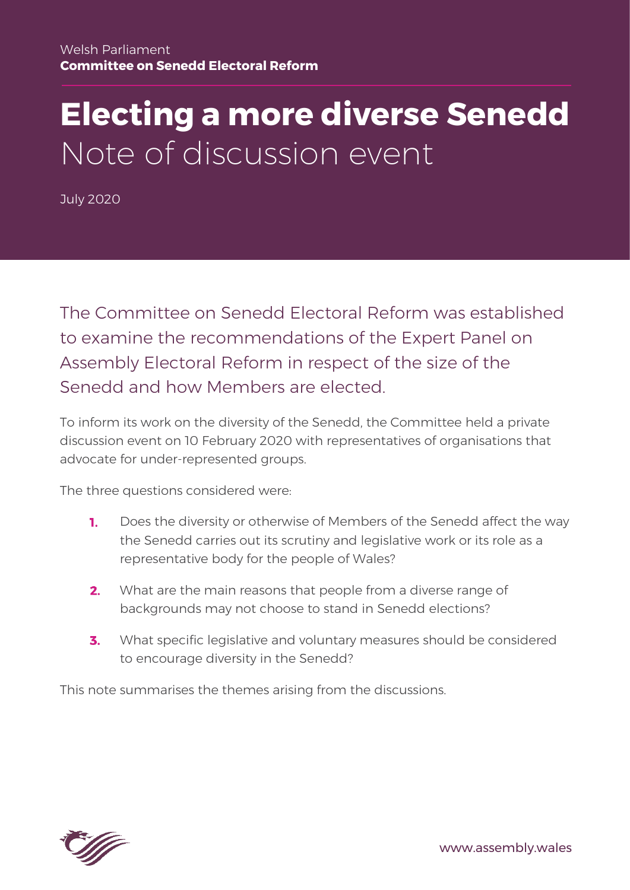Welsh Parliament
**Committee on Senedd Electoral Reform**

# Electing a more diverse Senedd
## Note of discussion event

July 2020

The Committee on Senedd Electoral Reform was established to examine the recommendations of the Expert Panel on Assembly Electoral Reform in respect of the size of the Senedd and how Members are elected.

To inform its work on the diversity of the Senedd, the Committee held a private discussion event on 10 February 2020 with representatives of organisations that advocate for under-represented groups.

The three questions considered were:

1. Does the diversity or otherwise of Members of the Senedd affect the way the Senedd carries out its scrutiny and legislative work or its role as a representative body for the people of Wales?
2. What are the main reasons that people from a diverse range of backgrounds may not choose to stand in Senedd elections?
3. What specific legislative and voluntary measures should be considered to encourage diversity in the Senedd?

This note summarises the themes arising from the discussions.

www.assembly.wales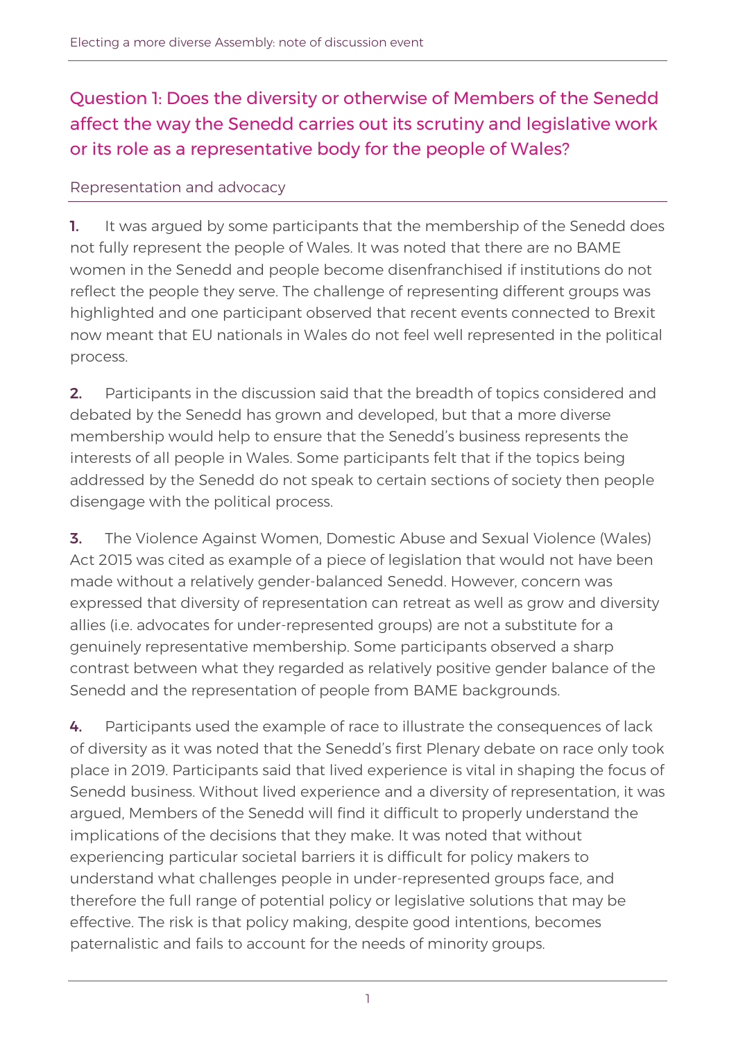## Question 1: Does the diversity or otherwise of Members of the Senedd affect the way the Senedd carries out its scrutiny and legislative work or its role as a representative body for the people of Wales?

### Representation and advocacy

**1.** It was argued by some participants that the membership of the Senedd does not fully represent the people of Wales. It was noted that there are no BAME women in the Senedd and people become disenfranchised if institutions do not reflect the people they serve. The challenge of representing different groups was highlighted and one participant observed that recent events connected to Brexit now meant that EU nationals in Wales do not feel well represented in the political process.

**2.** Participants in the discussion said that the breadth of topics considered and debated by the Senedd has grown and developed, but that a more diverse membership would help to ensure that the Senedd's business represents the interests of all people in Wales. Some participants felt that if the topics being addressed by the Senedd do not speak to certain sections of society then people disengage with the political process.

**3.** The Violence Against Women, Domestic Abuse and Sexual Violence (Wales) Act 2015 was cited as example of a piece of legislation that would not have been made without a relatively gender-balanced Senedd. However, concern was expressed that diversity of representation can retreat as well as grow and diversity allies (i.e. advocates for under-represented groups) are not a substitute for a genuinely representative membership. Some participants observed a sharp contrast between what they regarded as relatively positive gender balance of the Senedd and the representation of people from BAME backgrounds.

**4.** Participants used the example of race to illustrate the consequences of lack of diversity as it was noted that the Senedd's first Plenary debate on race only took place in 2019. Participants said that lived experience is vital in shaping the focus of Senedd business. Without lived experience and a diversity of representation, it was argued, Members of the Senedd will find it difficult to properly understand the implications of the decisions that they make. It was noted that without experiencing particular societal barriers it is difficult for policy makers to understand what challenges people in under-represented groups face, and therefore the full range of potential policy or legislative solutions that may be effective. The risk is that policy making, despite good intentions, becomes paternalistic and fails to account for the needs of minority groups.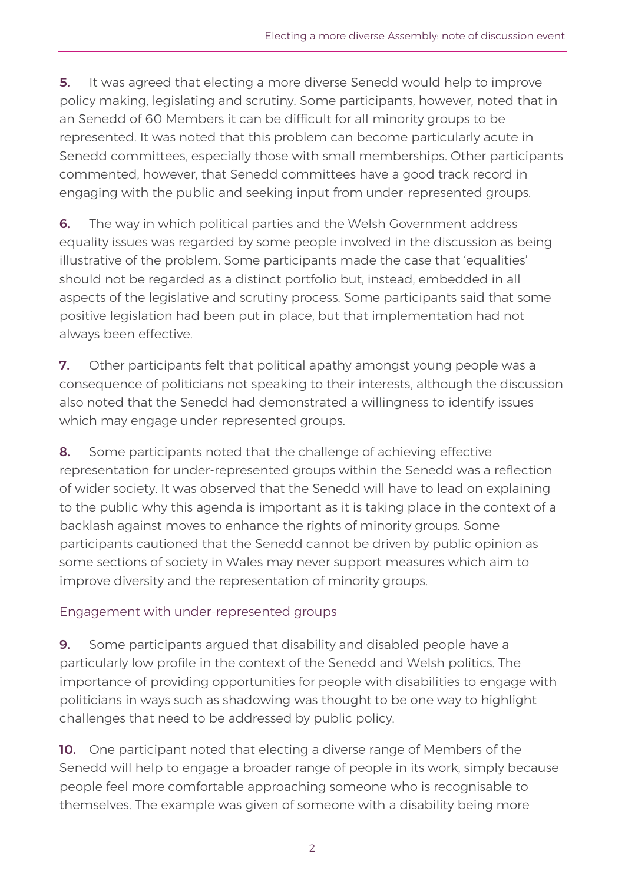**5.** It was agreed that electing a more diverse Senedd would help to improve policy making, legislating and scrutiny. Some participants, however, noted that in an Senedd of 60 Members it can be difficult for all minority groups to be represented. It was noted that this problem can become particularly acute in Senedd committees, especially those with small memberships. Other participants commented, however, that Senedd committees have a good track record in engaging with the public and seeking input from under-represented groups.

**6.** The way in which political parties and the Welsh Government address equality issues was regarded by some people involved in the discussion as being illustrative of the problem. Some participants made the case that 'equalities' should not be regarded as a distinct portfolio but, instead, embedded in all aspects of the legislative and scrutiny process. Some participants said that some positive legislation had been put in place, but that implementation had not always been effective.

**7.** Other participants felt that political apathy amongst young people was a consequence of politicians not speaking to their interests, although the discussion also noted that the Senedd had demonstrated a willingness to identify issues which may engage under-represented groups.

**8.** Some participants noted that the challenge of achieving effective representation for under-represented groups within the Senedd was a reflection of wider society. It was observed that the Senedd will have to lead on explaining to the public why this agenda is important as it is taking place in the context of a backlash against moves to enhance the rights of minority groups. Some participants cautioned that the Senedd cannot be driven by public opinion as some sections of society in Wales may never support measures which aim to improve diversity and the representation of minority groups.

## Engagement with under-represented groups

**9.** Some participants argued that disability and disabled people have a particularly low profile in the context of the Senedd and Welsh politics. The importance of providing opportunities for people with disabilities to engage with politicians in ways such as shadowing was thought to be one way to highlight challenges that need to be addressed by public policy.

**10.** One participant noted that electing a diverse range of Members of the Senedd will help to engage a broader range of people in its work, simply because people feel more comfortable approaching someone who is recognisable to themselves. The example was given of someone with a disability being more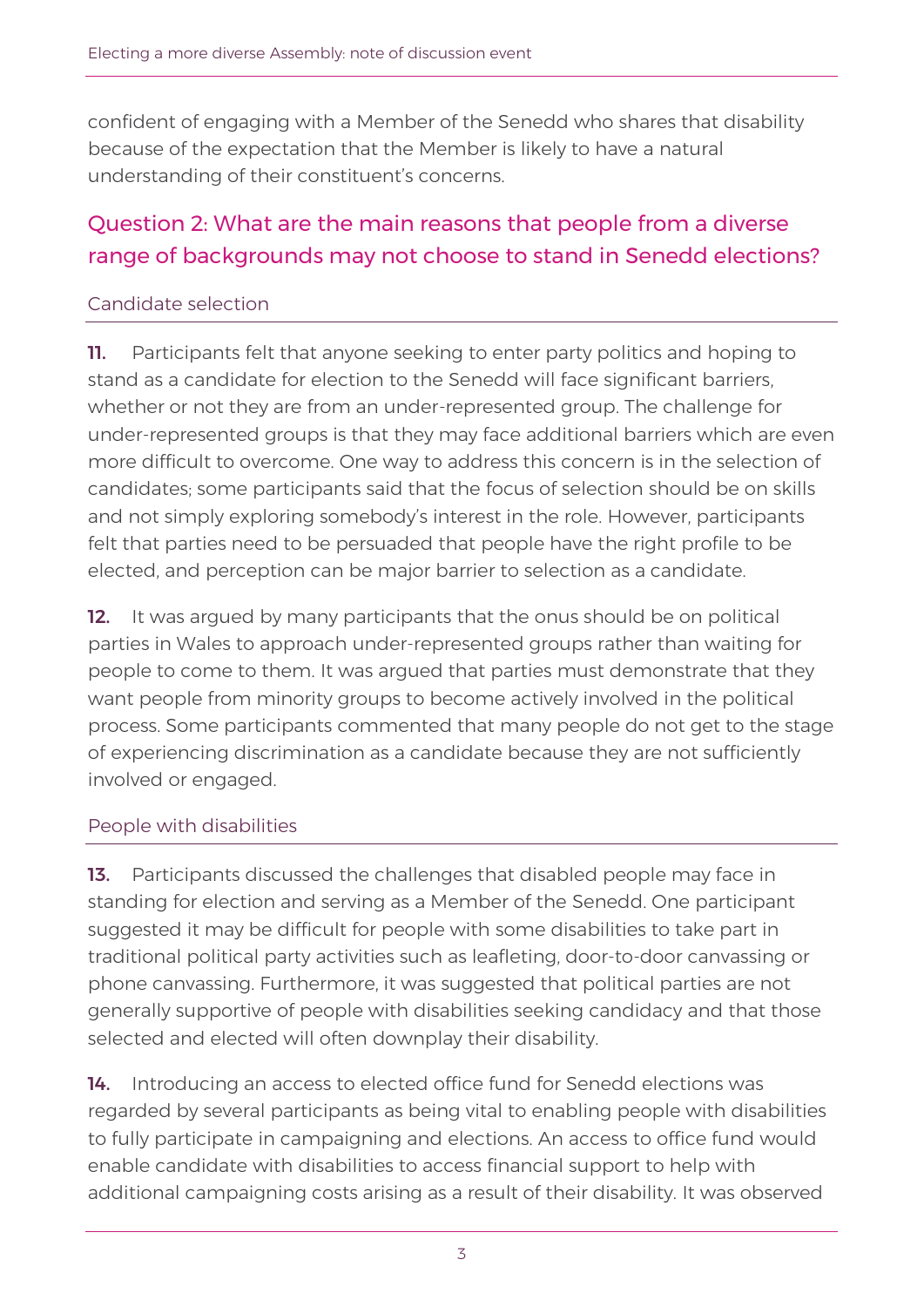confident of engaging with a Member of the Senedd who shares that disability because of the expectation that the Member is likely to have a natural understanding of their constituent's concerns.

## Question 2: What are the main reasons that people from a diverse range of backgrounds may not choose to stand in Senedd elections?

### Candidate selection

**11.** Participants felt that anyone seeking to enter party politics and hoping to stand as a candidate for election to the Senedd will face significant barriers, whether or not they are from an under-represented group. The challenge for under-represented groups is that they may face additional barriers which are even more difficult to overcome. One way to address this concern is in the selection of candidates; some participants said that the focus of selection should be on skills and not simply exploring somebody's interest in the role. However, participants felt that parties need to be persuaded that people have the right profile to be elected, and perception can be major barrier to selection as a candidate.

**12.** It was argued by many participants that the onus should be on political parties in Wales to approach under-represented groups rather than waiting for people to come to them. It was argued that parties must demonstrate that they want people from minority groups to become actively involved in the political process. Some participants commented that many people do not get to the stage of experiencing discrimination as a candidate because they are not sufficiently involved or engaged.

### People with disabilities

**13.** Participants discussed the challenges that disabled people may face in standing for election and serving as a Member of the Senedd. One participant suggested it may be difficult for people with some disabilities to take part in traditional political party activities such as leafleting, door-to-door canvassing or phone canvassing. Furthermore, it was suggested that political parties are not generally supportive of people with disabilities seeking candidacy and that those selected and elected will often downplay their disability.

**14.** Introducing an access to elected office fund for Senedd elections was regarded by several participants as being vital to enabling people with disabilities to fully participate in campaigning and elections. An access to office fund would enable candidate with disabilities to access financial support to help with additional campaigning costs arising as a result of their disability. It was observed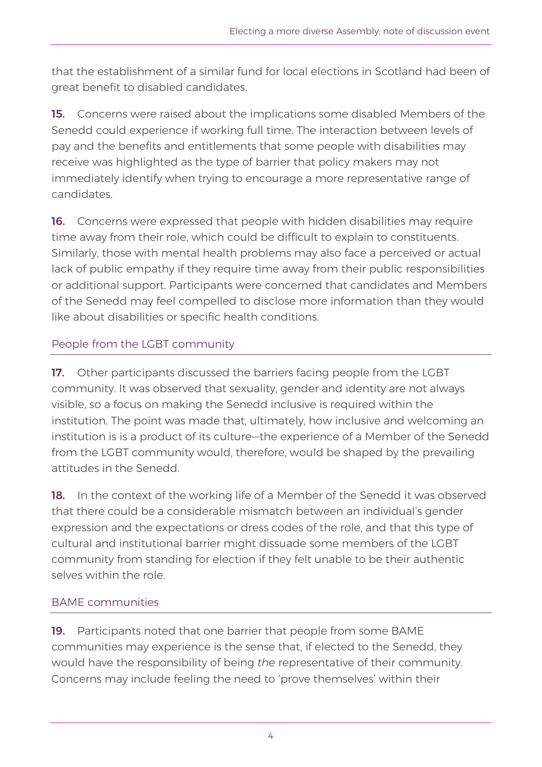that the establishment of a similar fund for local elections in Scotland had been of great benefit to disabled candidates.

**15.** Concerns were raised about the implications some disabled Members of the Senedd could experience if working full time. The interaction between levels of pay and the benefits and entitlements that some people with disabilities may receive was highlighted as the type of barrier that policy makers may not immediately identify when trying to encourage a more representative range of candidates.

**16.** Concerns were expressed that people with hidden disabilities may require time away from their role, which could be difficult to explain to constituents. Similarly, those with mental health problems may also face a perceived or actual lack of public empathy if they require time away from their public responsibilities or additional support. Participants were concerned that candidates and Members of the Senedd may feel compelled to disclose more information than they would like about disabilities or specific health conditions.

### People from the LGBT community

**17.** Other participants discussed the barriers facing people from the LGBT community. It was observed that sexuality, gender and identity are not always visible, so a focus on making the Senedd inclusive is required within the institution. The point was made that, ultimately, how inclusive and welcoming an institution is is a product of its culture—the experience of a Member of the Senedd from the LGBT community would, therefore, would be shaped by the prevailing attitudes in the Senedd.

**18.** In the context of the working life of a Member of the Senedd it was observed that there could be a considerable mismatch between an individual's gender expression and the expectations or dress codes of the role, and that this type of cultural and institutional barrier might dissuade some members of the LGBT community from standing for election if they felt unable to be their authentic selves within the role.

### BAME communities

**19.** Participants noted that one barrier that people from some BAME communities may experience is the sense that, if elected to the Senedd, they would have the responsibility of being *the* representative of their community. Concerns may include feeling the need to 'prove themselves' within their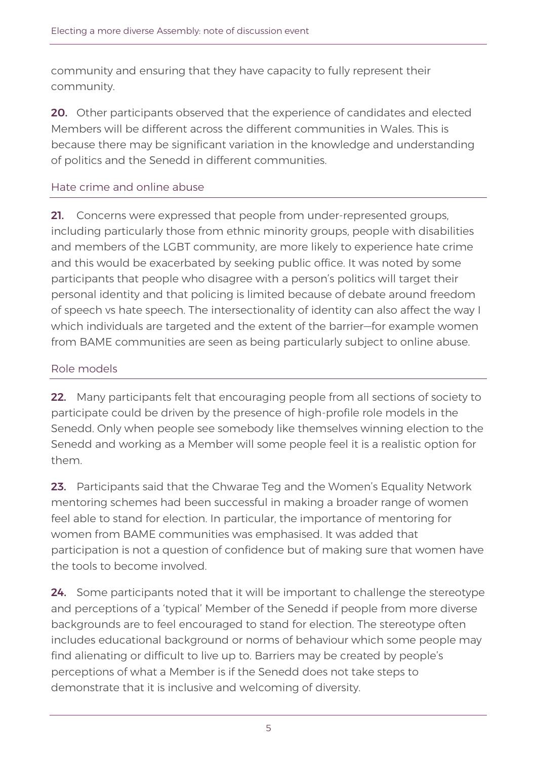community and ensuring that they have capacity to fully represent their community.

**20.** Other participants observed that the experience of candidates and elected Members will be different across the different communities in Wales. This is because there may be significant variation in the knowledge and understanding of politics and the Senedd in different communities.

## Hate crime and online abuse

**21.** Concerns were expressed that people from under-represented groups, including particularly those from ethnic minority groups, people with disabilities and members of the LGBT community, are more likely to experience hate crime and this would be exacerbated by seeking public office. It was noted by some participants that people who disagree with a person's politics will target their personal identity and that policing is limited because of debate around freedom of speech vs hate speech. The intersectionality of identity can also affect the way I which individuals are targeted and the extent of the barrier—for example women from BAME communities are seen as being particularly subject to online abuse.

## Role models

**22.** Many participants felt that encouraging people from all sections of society to participate could be driven by the presence of high-profile role models in the Senedd. Only when people see somebody like themselves winning election to the Senedd and working as a Member will some people feel it is a realistic option for them.

**23.** Participants said that the Chwarae Teg and the Women's Equality Network mentoring schemes had been successful in making a broader range of women feel able to stand for election. In particular, the importance of mentoring for women from BAME communities was emphasised. It was added that participation is not a question of confidence but of making sure that women have the tools to become involved.

**24.** Some participants noted that it will be important to challenge the stereotype and perceptions of a 'typical' Member of the Senedd if people from more diverse backgrounds are to feel encouraged to stand for election. The stereotype often includes educational background or norms of behaviour which some people may find alienating or difficult to live up to. Barriers may be created by people's perceptions of what a Member is if the Senedd does not take steps to demonstrate that it is inclusive and welcoming of diversity.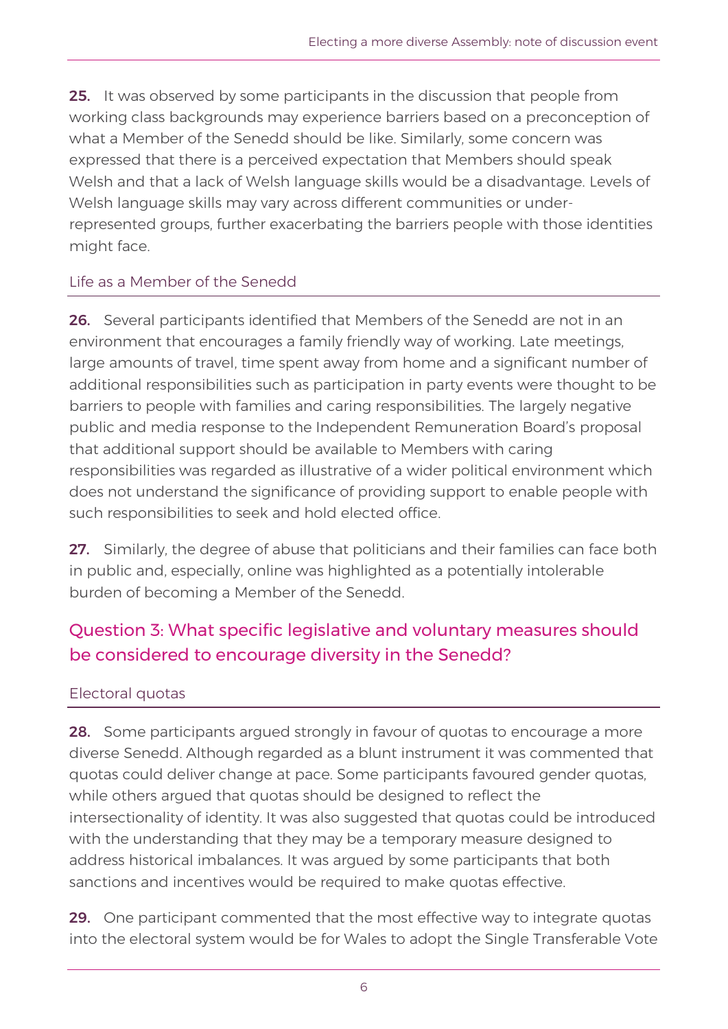**25.** It was observed by some participants in the discussion that people from working class backgrounds may experience barriers based on a preconception of what a Member of the Senedd should be like. Similarly, some concern was expressed that there is a perceived expectation that Members should speak Welsh and that a lack of Welsh language skills would be a disadvantage. Levels of Welsh language skills may vary across different communities or under-represented groups, further exacerbating the barriers people with those identities might face.

### Life as a Member of the Senedd

**26.** Several participants identified that Members of the Senedd are not in an environment that encourages a family friendly way of working. Late meetings, large amounts of travel, time spent away from home and a significant number of additional responsibilities such as participation in party events were thought to be barriers to people with families and caring responsibilities. The largely negative public and media response to the Independent Remuneration Board's proposal that additional support should be available to Members with caring responsibilities was regarded as illustrative of a wider political environment which does not understand the significance of providing support to enable people with such responsibilities to seek and hold elected office.

**27.** Similarly, the degree of abuse that politicians and their families can face both in public and, especially, online was highlighted as a potentially intolerable burden of becoming a Member of the Senedd.

## Question 3: What specific legislative and voluntary measures should be considered to encourage diversity in the Senedd?

### Electoral quotas

**28.** Some participants argued strongly in favour of quotas to encourage a more diverse Senedd. Although regarded as a blunt instrument it was commented that quotas could deliver change at pace. Some participants favoured gender quotas, while others argued that quotas should be designed to reflect the intersectionality of identity. It was also suggested that quotas could be introduced with the understanding that they may be a temporary measure designed to address historical imbalances. It was argued by some participants that both sanctions and incentives would be required to make quotas effective.

**29.** One participant commented that the most effective way to integrate quotas into the electoral system would be for Wales to adopt the Single Transferable Vote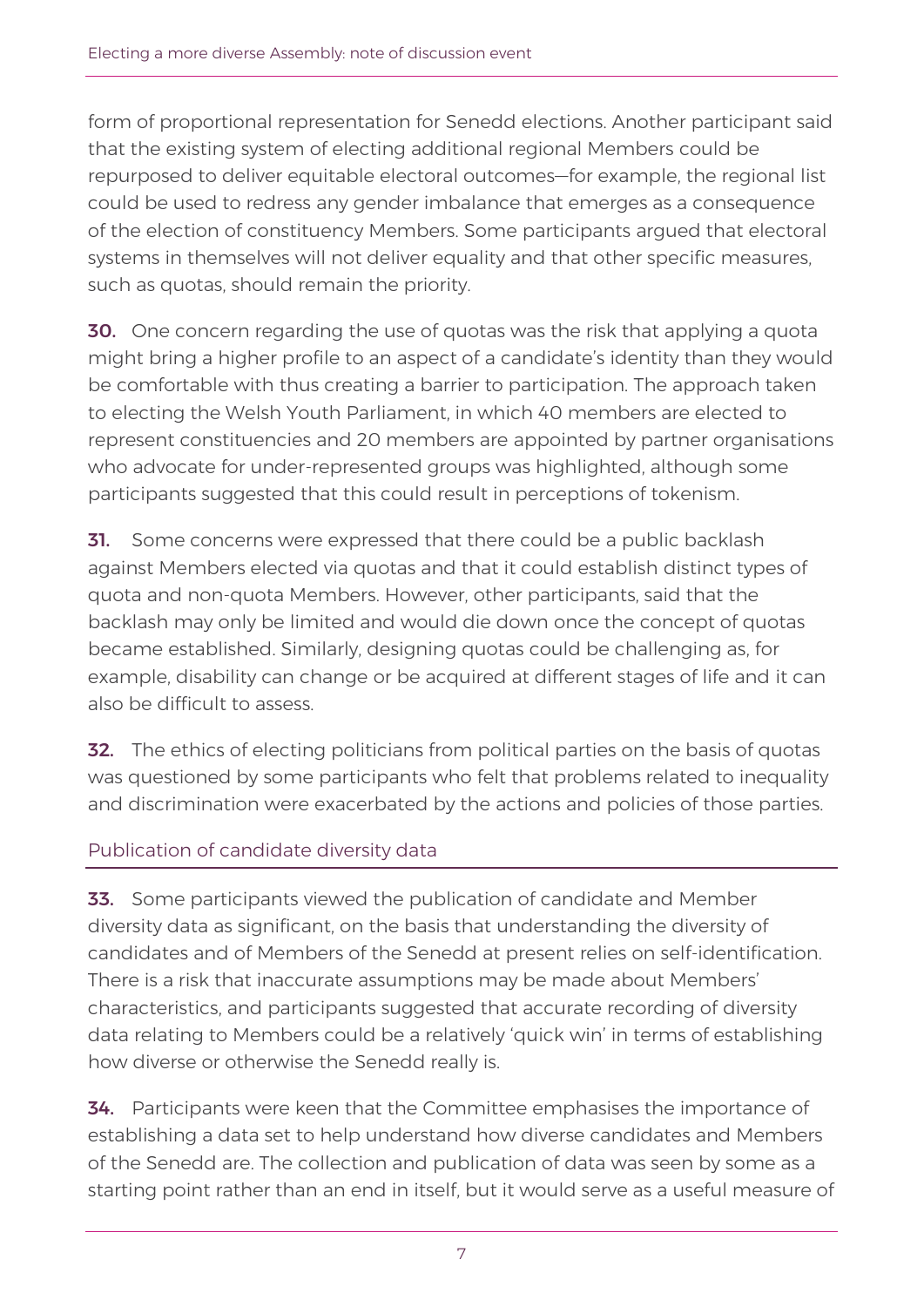form of proportional representation for Senedd elections. Another participant said that the existing system of electing additional regional Members could be repurposed to deliver equitable electoral outcomes—for example, the regional list could be used to redress any gender imbalance that emerges as a consequence of the election of constituency Members. Some participants argued that electoral systems in themselves will not deliver equality and that other specific measures, such as quotas, should remain the priority.

**30.** One concern regarding the use of quotas was the risk that applying a quota might bring a higher profile to an aspect of a candidate's identity than they would be comfortable with thus creating a barrier to participation. The approach taken to electing the Welsh Youth Parliament, in which 40 members are elected to represent constituencies and 20 members are appointed by partner organisations who advocate for under-represented groups was highlighted, although some participants suggested that this could result in perceptions of tokenism.

**31.** Some concerns were expressed that there could be a public backlash against Members elected via quotas and that it could establish distinct types of quota and non-quota Members. However, other participants, said that the backlash may only be limited and would die down once the concept of quotas became established. Similarly, designing quotas could be challenging as, for example, disability can change or be acquired at different stages of life and it can also be difficult to assess.

**32.** The ethics of electing politicians from political parties on the basis of quotas was questioned by some participants who felt that problems related to inequality and discrimination were exacerbated by the actions and policies of those parties.

### Publication of candidate diversity data

**33.** Some participants viewed the publication of candidate and Member diversity data as significant, on the basis that understanding the diversity of candidates and of Members of the Senedd at present relies on self-identification. There is a risk that inaccurate assumptions may be made about Members' characteristics, and participants suggested that accurate recording of diversity data relating to Members could be a relatively 'quick win' in terms of establishing how diverse or otherwise the Senedd really is.

**34.** Participants were keen that the Committee emphasises the importance of establishing a data set to help understand how diverse candidates and Members of the Senedd are. The collection and publication of data was seen by some as a starting point rather than an end in itself, but it would serve as a useful measure of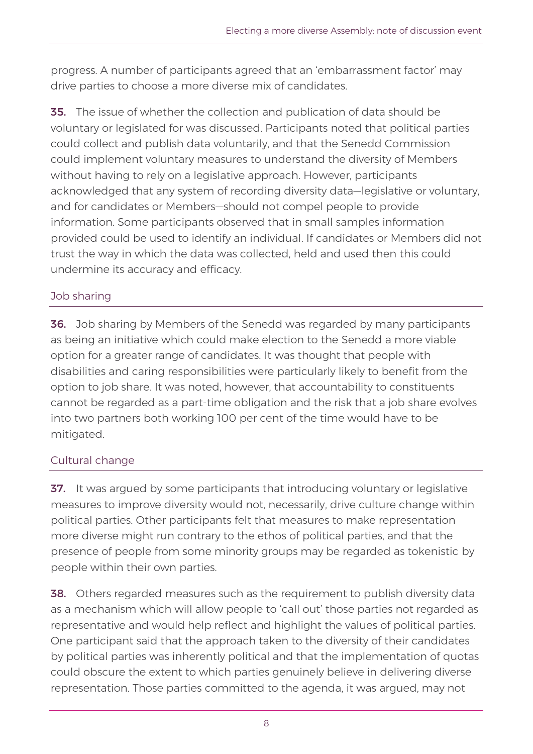progress. A number of participants agreed that an 'embarrassment factor' may drive parties to choose a more diverse mix of candidates.

**35.** The issue of whether the collection and publication of data should be voluntary or legislated for was discussed. Participants noted that political parties could collect and publish data voluntarily, and that the Senedd Commission could implement voluntary measures to understand the diversity of Members without having to rely on a legislative approach. However, participants acknowledged that any system of recording diversity data—legislative or voluntary, and for candidates or Members—should not compel people to provide information. Some participants observed that in small samples information provided could be used to identify an individual. If candidates or Members did not trust the way in which the data was collected, held and used then this could undermine its accuracy and efficacy.

## Job sharing

**36.** Job sharing by Members of the Senedd was regarded by many participants as being an initiative which could make election to the Senedd a more viable option for a greater range of candidates. It was thought that people with disabilities and caring responsibilities were particularly likely to benefit from the option to job share. It was noted, however, that accountability to constituents cannot be regarded as a part-time obligation and the risk that a job share evolves into two partners both working 100 per cent of the time would have to be mitigated.

## Cultural change

**37.** It was argued by some participants that introducing voluntary or legislative measures to improve diversity would not, necessarily, drive culture change within political parties. Other participants felt that measures to make representation more diverse might run contrary to the ethos of political parties, and that the presence of people from some minority groups may be regarded as tokenistic by people within their own parties.

**38.** Others regarded measures such as the requirement to publish diversity data as a mechanism which will allow people to 'call out' those parties not regarded as representative and would help reflect and highlight the values of political parties. One participant said that the approach taken to the diversity of their candidates by political parties was inherently political and that the implementation of quotas could obscure the extent to which parties genuinely believe in delivering diverse representation. Those parties committed to the agenda, it was argued, may not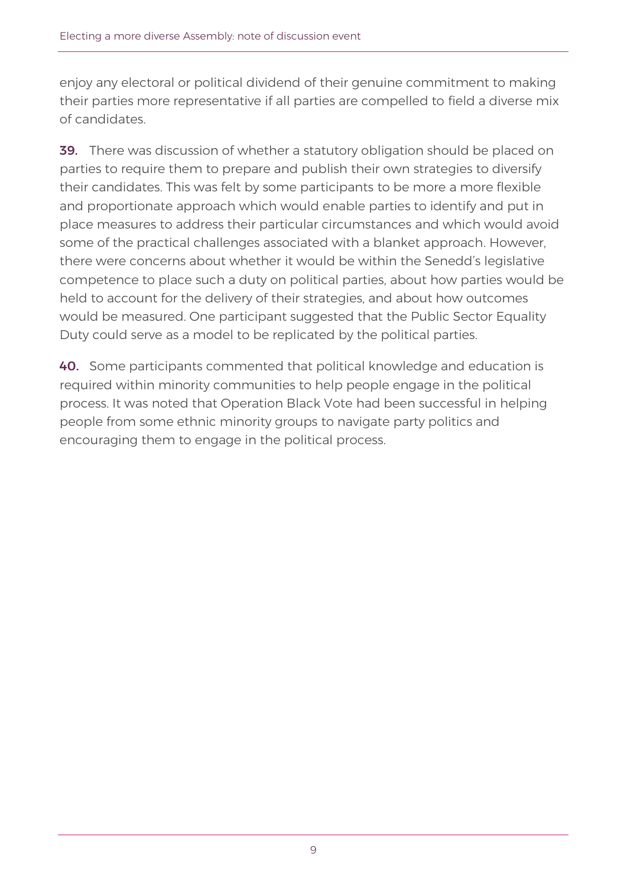enjoy any electoral or political dividend of their genuine commitment to making their parties more representative if all parties are compelled to field a diverse mix of candidates.

**39.** There was discussion of whether a statutory obligation should be placed on parties to require them to prepare and publish their own strategies to diversify their candidates. This was felt by some participants to be more a more flexible and proportionate approach which would enable parties to identify and put in place measures to address their particular circumstances and which would avoid some of the practical challenges associated with a blanket approach. However, there were concerns about whether it would be within the Senedd's legislative competence to place such a duty on political parties, about how parties would be held to account for the delivery of their strategies, and about how outcomes would be measured. One participant suggested that the Public Sector Equality Duty could serve as a model to be replicated by the political parties.

**40.** Some participants commented that political knowledge and education is required within minority communities to help people engage in the political process. It was noted that Operation Black Vote had been successful in helping people from some ethnic minority groups to navigate party politics and encouraging them to engage in the political process.